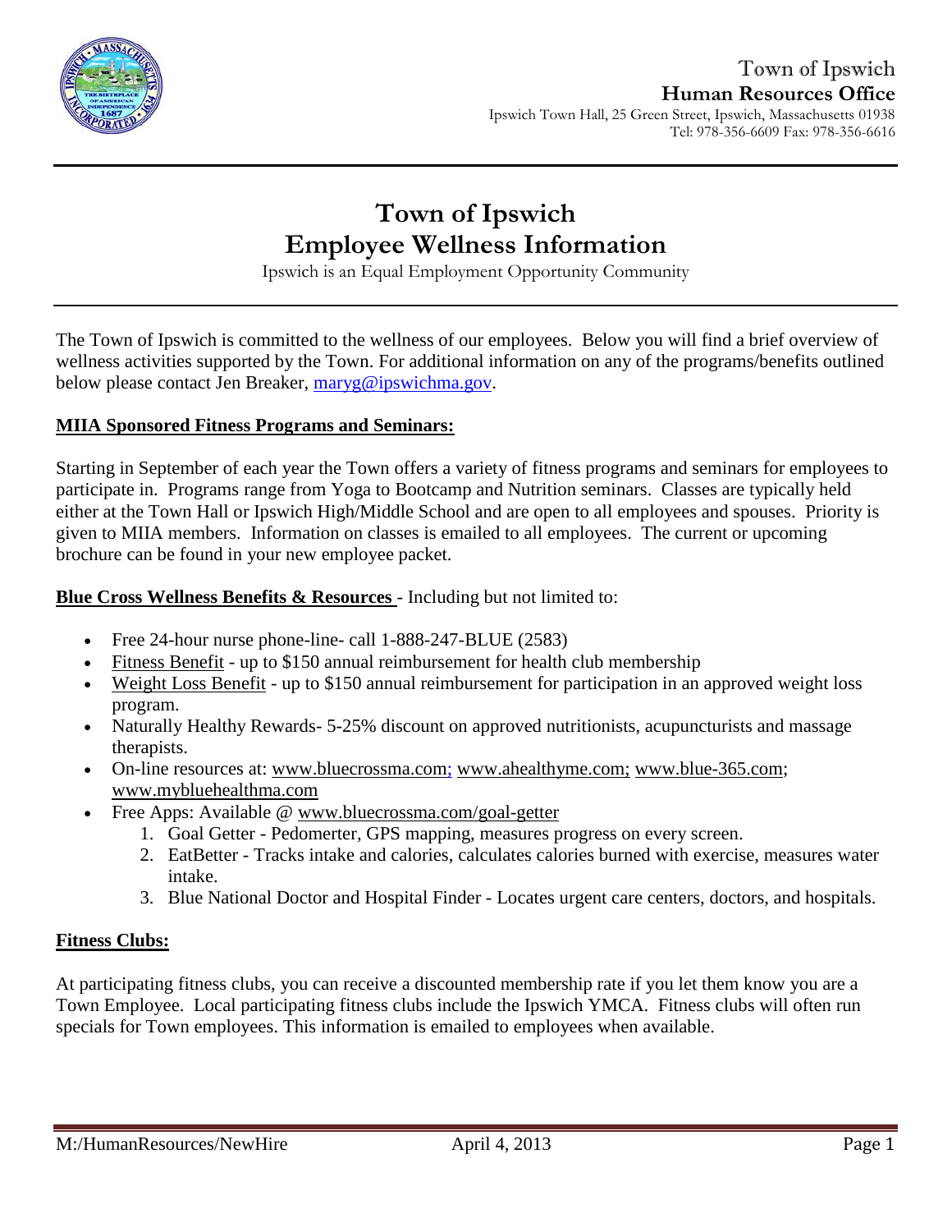Town of Ipswich
**Human Resources Office**
Ipswich Town Hall, 25 Green Street, Ipswich, Massachusetts 01938
Tel: 978-356-6609 Fax: 978-356-6616

# Town of Ipswich
# Employee Wellness Information

Ipswich is an Equal Employment Opportunity Community

The Town of Ipswich is committed to the wellness of our employees. Below you will find a brief overview of wellness activities supported by the Town. For additional information on any of the programs/benefits outlined below please contact Jen Breaker, maryg@ipswichma.gov.

## MIIA Sponsored Fitness Programs and Seminars:

Starting in September of each year the Town offers a variety of fitness programs and seminars for employees to participate in. Programs range from Yoga to Bootcamp and Nutrition seminars. Classes are typically held either at the Town Hall or Ipswich High/Middle School and are open to all employees and spouses. Priority is given to MIIA members. Information on classes is emailed to all employees. The current or upcoming brochure can be found in your new employee packet.

**Blue Cross Wellness Benefits & Resources** - Including but not limited to:

- Free 24-hour nurse phone-line- call 1-888-247-BLUE (2583)
- Fitness Benefit - up to $150 annual reimbursement for health club membership
- Weight Loss Benefit - up to $150 annual reimbursement for participation in an approved weight loss program.
- Naturally Healthy Rewards- 5-25% discount on approved nutritionists, acupuncturists and massage therapists.
- On-line resources at: www.bluecrossma.com; www.ahealthyme.com; www.blue-365.com; www.mybluehealthma.com
- Free Apps: Available @ www.bluecrossma.com/goal-getter
  1. Goal Getter - Pedomerter, GPS mapping, measures progress on every screen.
  2. EatBetter - Tracks intake and calories, calculates calories burned with exercise, measures water intake.
  3. Blue National Doctor and Hospital Finder - Locates urgent care centers, doctors, and hospitals.

## Fitness Clubs:

At participating fitness clubs, you can receive a discounted membership rate if you let them know you are a Town Employee. Local participating fitness clubs include the Ipswich YMCA. Fitness clubs will often run specials for Town employees. This information is emailed to employees when available.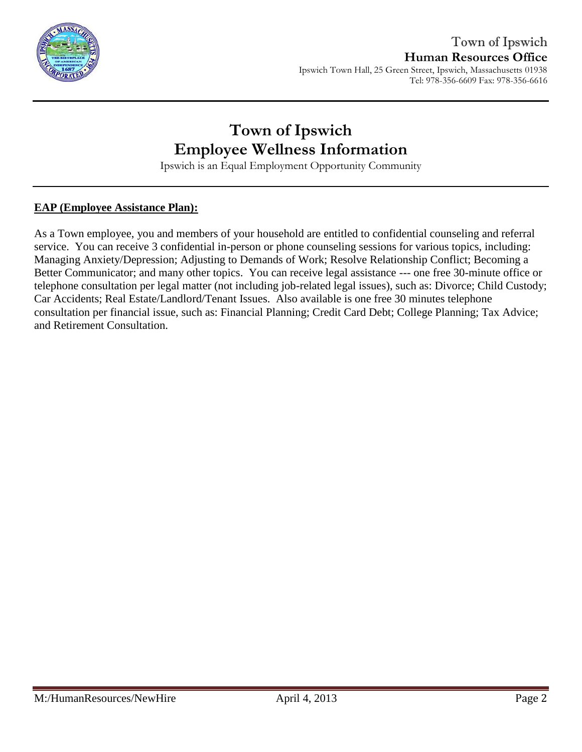Town of Ipswich
**Human Resources Office**
Ipswich Town Hall, 25 Green Street, Ipswich, Massachusetts 01938
Tel: 978-356-6609 Fax: 978-356-6616

# Town of Ipswich
# Employee Wellness Information

Ipswich is an Equal Employment Opportunity Community

**EAP (Employee Assistance Plan):**

As a Town employee, you and members of your household are entitled to confidential counseling and referral service. You can receive 3 confidential in-person or phone counseling sessions for various topics, including: Managing Anxiety/Depression; Adjusting to Demands of Work; Resolve Relationship Conflict; Becoming a Better Communicator; and many other topics. You can receive legal assistance --- one free 30-minute office or telephone consultation per legal matter (not including job-related legal issues), such as: Divorce; Child Custody; Car Accidents; Real Estate/Landlord/Tenant Issues. Also available is one free 30 minutes telephone consultation per financial issue, such as: Financial Planning; Credit Card Debt; College Planning; Tax Advice; and Retirement Consultation.